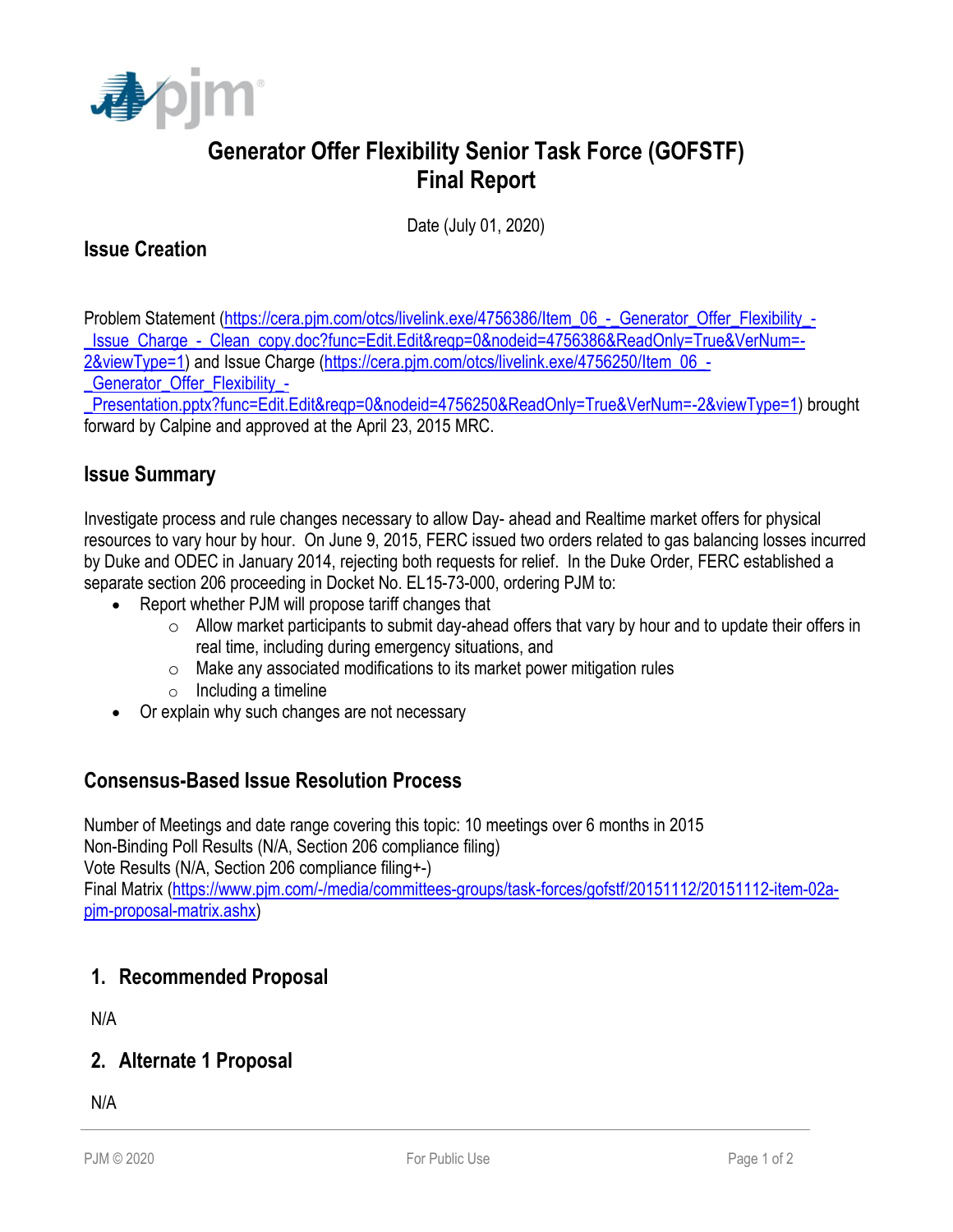# Generator Offer Flexibility Senior Task Force (GOFSTF)
# Final Report

Date (July 01, 2020)

## Issue Creation

Problem Statement (https://cera.pjm.com/otcs/livelink.exe/4756386/Item_06_-_Generator_Offer_Flexibility_-_Issue_Charge_-_Clean_copy.doc?func=Edit.Edit&reqp=0&nodeid=4756386&ReadOnly=True&VerNum=-2&viewType=1) and Issue Charge (https://cera.pjm.com/otcs/livelink.exe/4756250/Item_06_-_Generator_Offer_Flexibility_-_Presentation.pptx?func=Edit.Edit&reqp=0&nodeid=4756250&ReadOnly=True&VerNum=-2&viewType=1) brought forward by Calpine and approved at the April 23, 2015 MRC.

## Issue Summary

Investigate process and rule changes necessary to allow Day- ahead and Realtime market offers for physical resources to vary hour by hour. On June 9, 2015, FERC issued two orders related to gas balancing losses incurred by Duke and ODEC in January 2014, rejecting both requests for relief. In the Duke Order, FERC established a separate section 206 proceeding in Docket No. EL15-73-000, ordering PJM to:

- Report whether PJM will propose tariff changes that
  - Allow market participants to submit day-ahead offers that vary by hour and to update their offers in real time, including during emergency situations, and
  - Make any associated modifications to its market power mitigation rules
  - Including a timeline
- Or explain why such changes are not necessary

## Consensus-Based Issue Resolution Process

Number of Meetings and date range covering this topic: 10 meetings over 6 months in 2015
Non-Binding Poll Results (N/A, Section 206 compliance filing)
Vote Results (N/A, Section 206 compliance filing+-)
Final Matrix (https://www.pjm.com/-/media/committees-groups/task-forces/gofstf/20151112/20151112-item-02a-pjm-proposal-matrix.ashx)

## 1. Recommended Proposal

N/A

## 2. Alternate 1 Proposal

N/A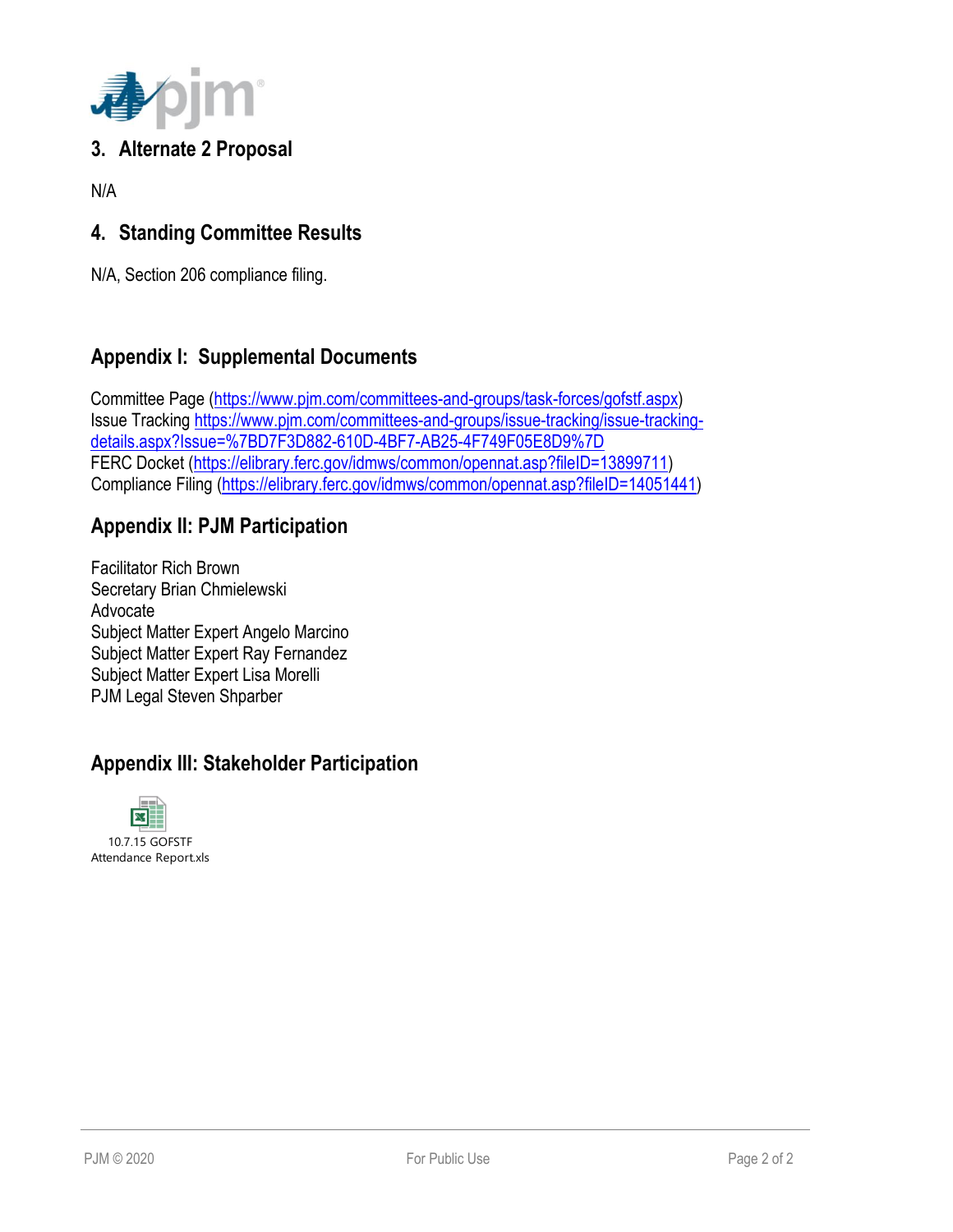## 3. Alternate 2 Proposal

N/A

## 4. Standing Committee Results

N/A, Section 206 compliance filing.

## Appendix I: Supplemental Documents

Committee Page (https://www.pjm.com/committees-and-groups/task-forces/gofstf.aspx)
Issue Tracking https://www.pjm.com/committees-and-groups/issue-tracking/issue-tracking-details.aspx?Issue=%7BD7F3D882-610D-4BF7-AB25-4F749F05E8D9%7D
FERC Docket (https://elibrary.ferc.gov/idmws/common/opennat.asp?fileID=13899711)
Compliance Filing (https://elibrary.ferc.gov/idmws/common/opennat.asp?fileID=14051441)

## Appendix II: PJM Participation

Facilitator Rich Brown
Secretary Brian Chmielewski
Advocate
Subject Matter Expert Angelo Marcino
Subject Matter Expert Ray Fernandez
Subject Matter Expert Lisa Morelli
PJM Legal Steven Shparber

## Appendix III: Stakeholder Participation

10.7.15 GOFSTF Attendance Report.xls